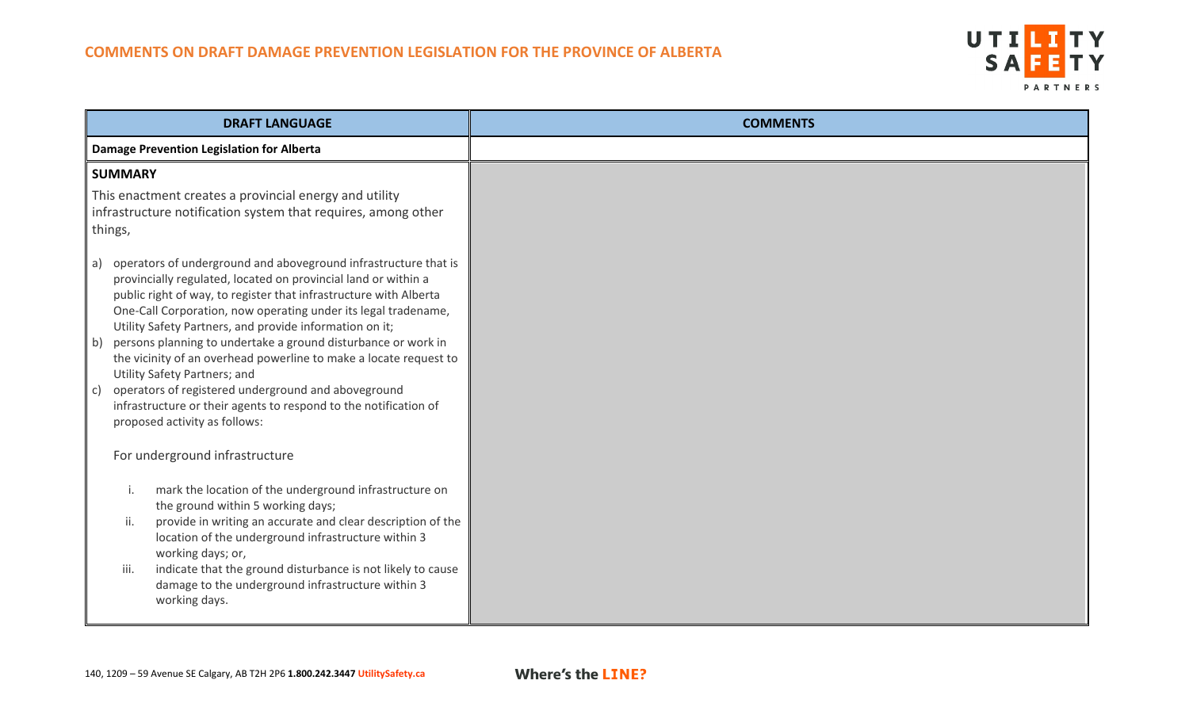# COMMENTS ON DRAFT DAMAGE PREVENTION LEGISLATION FOR THE PROVINCE OF ALBERTA

| DRAFT LANGUAGE | COMMENTS |
|---|---|
| **Damage Prevention Legislation for Alberta** | |
| **SUMMARY**<br><br>This enactment creates a provincial energy and utility infrastructure notification system that requires, among other things,<br><br>a) operators of underground and aboveground infrastructure that is provincially regulated, located on provincial land or within a public right of way, to register that infrastructure with Alberta One-Call Corporation, now operating under its legal tradename, Utility Safety Partners, and provide information on it;<br>b) persons planning to undertake a ground disturbance or work in the vicinity of an overhead powerline to make a locate request to Utility Safety Partners; and<br>c) operators of registered underground and aboveground infrastructure or their agents to respond to the notification of proposed activity as follows:<br><br>For underground infrastructure<br><br>i. mark the location of the underground infrastructure on the ground within 5 working days;<br>ii. provide in writing an accurate and clear description of the location of the underground infrastructure within 3 working days; or,<br>iii. indicate that the ground disturbance is not likely to cause damage to the underground infrastructure within 3 working days. | |

140, 1209 – 59 Avenue SE Calgary, AB T2H 2P6 **1.800.242.3447** UtilitySafety.ca

**Where's the LINE?**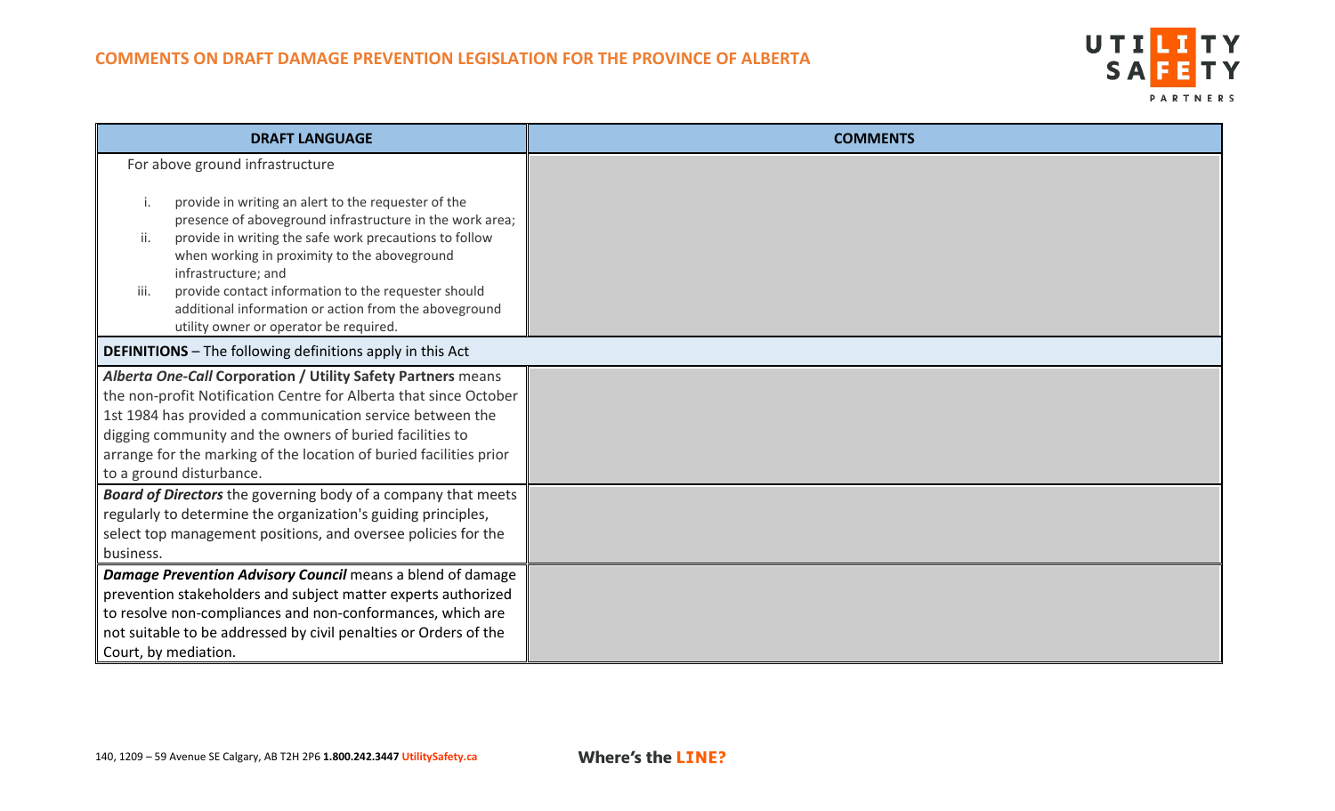| DRAFT LANGUAGE | COMMENTS |
| --- | --- |
| For above ground infrastructure<br><br>i. provide in writing an alert to the requester of the presence of aboveground infrastructure in the work area;<br>ii. provide in writing the safe work precautions to follow when working in proximity to the aboveground infrastructure; and<br>iii. provide contact information to the requester should additional information or action from the aboveground utility owner or operator be required. | |
| **DEFINITIONS** – The following definitions apply in this Act | |
| ***Alberta One-Call* Corporation / Utility Safety Partners** means the non-profit Notification Centre for Alberta that since October 1st 1984 has provided a communication service between the digging community and the owners of buried facilities to arrange for the marking of the location of buried facilities prior to a ground disturbance. | |
| ***Board of Directors*** the governing body of a company that meets regularly to determine the organization's guiding principles, select top management positions, and oversee policies for the business. | |
| ***Damage Prevention Advisory Council*** means a blend of damage prevention stakeholders and subject matter experts authorized to resolve non-compliances and non-conformances, which are not suitable to be addressed by civil penalties or Orders of the Court, by mediation. | |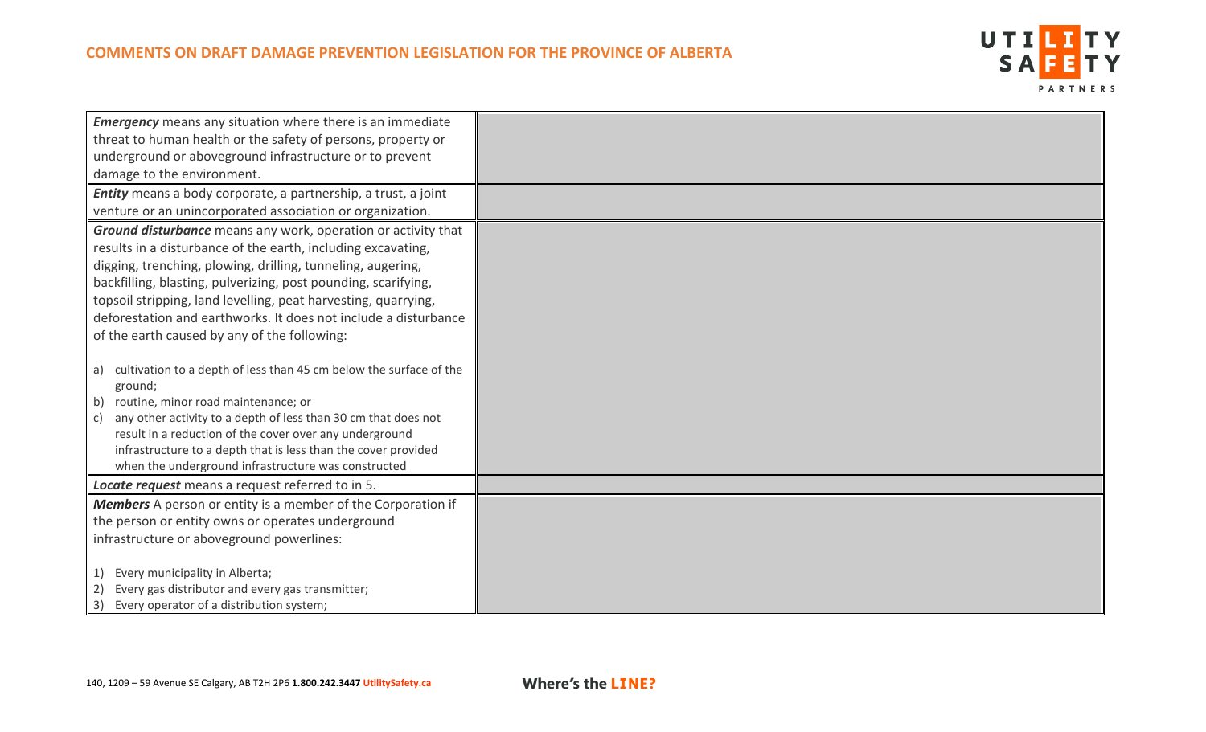| | |
|---|---|
| ***Emergency*** means any situation where there is an immediate threat to human health or the safety of persons, property or underground or aboveground infrastructure or to prevent damage to the environment. | |
| ***Entity*** means a body corporate, a partnership, a trust, a joint venture or an unincorporated association or organization. | |
| ***Ground disturbance*** means any work, operation or activity that results in a disturbance of the earth, including excavating, digging, trenching, plowing, drilling, tunneling, augering, backfilling, blasting, pulverizing, post pounding, scarifying, topsoil stripping, land levelling, peat harvesting, quarrying, deforestation and earthworks. It does not include a disturbance of the earth caused by any of the following:<br><br>a) cultivation to a depth of less than 45 cm below the surface of the ground;<br>b) routine, minor road maintenance; or<br>c) any other activity to a depth of less than 30 cm that does not result in a reduction of the cover over any underground infrastructure to a depth that is less than the cover provided when the underground infrastructure was constructed | |
| ***Locate request*** means a request referred to in 5. | |
| ***Members*** A person or entity is a member of the Corporation if the person or entity owns or operates underground infrastructure or aboveground powerlines:<br><br>1) Every municipality in Alberta;<br>2) Every gas distributor and every gas transmitter;<br>3) Every operator of a distribution system; | |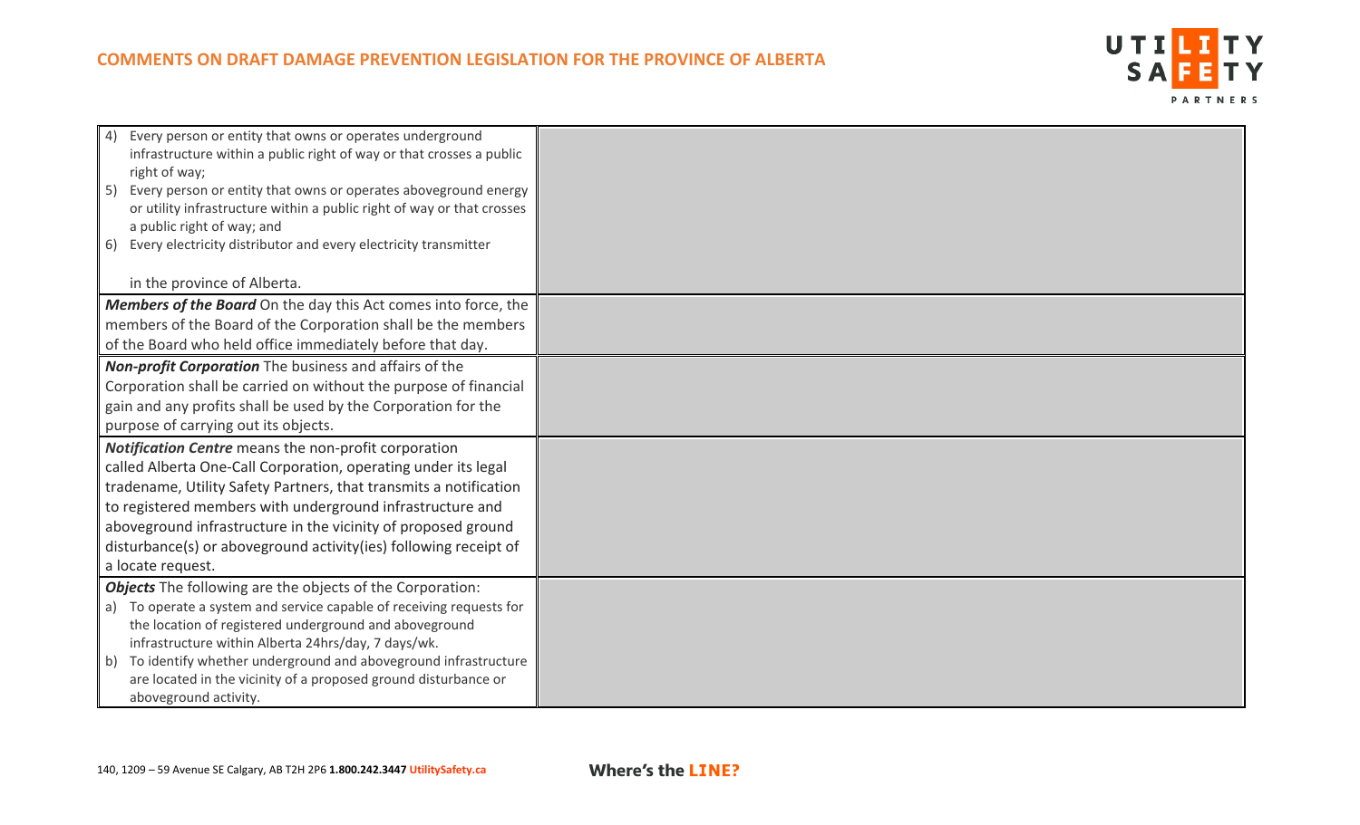| | |
|---|---|
| 4) Every person or entity that owns or operates underground infrastructure within a public right of way or that crosses a public right of way;<br>5) Every person or entity that owns or operates aboveground energy or utility infrastructure within a public right of way or that crosses a public right of way; and<br>6) Every electricity distributor and every electricity transmitter<br><br>in the province of Alberta. | |
| ***Members of the Board*** On the day this Act comes into force, the members of the Board of the Corporation shall be the members of the Board who held office immediately before that day. | |
| ***Non-profit Corporation*** The business and affairs of the Corporation shall be carried on without the purpose of financial gain and any profits shall be used by the Corporation for the purpose of carrying out its objects. | |
| ***Notification Centre*** means the non-profit corporation called Alberta One-Call Corporation, operating under its legal tradename, Utility Safety Partners, that transmits a notification to registered members with underground infrastructure and aboveground infrastructure in the vicinity of proposed ground disturbance(s) or aboveground activity(ies) following receipt of a locate request. | |
| ***Objects*** The following are the objects of the Corporation:<br>a) To operate a system and service capable of receiving requests for the location of registered underground and aboveground infrastructure within Alberta 24hrs/day, 7 days/wk.<br>b) To identify whether underground and aboveground infrastructure are located in the vicinity of a proposed ground disturbance or aboveground activity. | |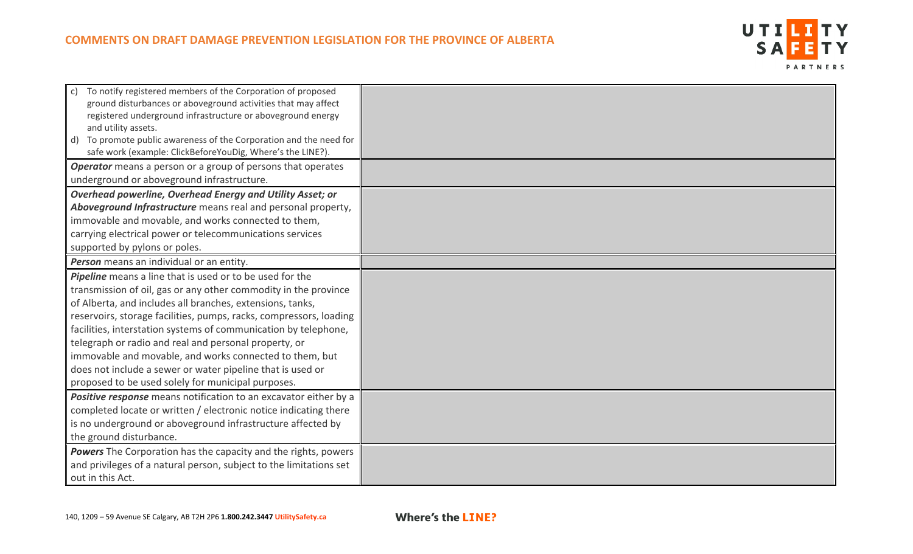| | |
|---|---|
| c) To notify registered members of the Corporation of proposed ground disturbances or aboveground activities that may affect registered underground infrastructure or aboveground energy and utility assets.<br>d) To promote public awareness of the Corporation and the need for safe work (example: ClickBeforeYouDig, Where's the LINE?). | |
| ***Operator*** means a person or a group of persons that operates underground or aboveground infrastructure. | |
| ***Overhead powerline, Overhead Energy and Utility Asset; or Aboveground Infrastructure*** means real and personal property, immovable and movable, and works connected to them, carrying electrical power or telecommunications services supported by pylons or poles. | |
| ***Person*** means an individual or an entity. | |
| ***Pipeline*** means a line that is used or to be used for the transmission of oil, gas or any other commodity in the province of Alberta, and includes all branches, extensions, tanks, reservoirs, storage facilities, pumps, racks, compressors, loading facilities, interstation systems of communication by telephone, telegraph or radio and real and personal property, or immovable and movable, and works connected to them, but does not include a sewer or water pipeline that is used or proposed to be used solely for municipal purposes. | |
| ***Positive response*** means notification to an excavator either by a completed locate or written / electronic notice indicating there is no underground or aboveground infrastructure affected by the ground disturbance. | |
| ***Powers*** The Corporation has the capacity and the rights, powers and privileges of a natural person, subject to the limitations set out in this Act. | |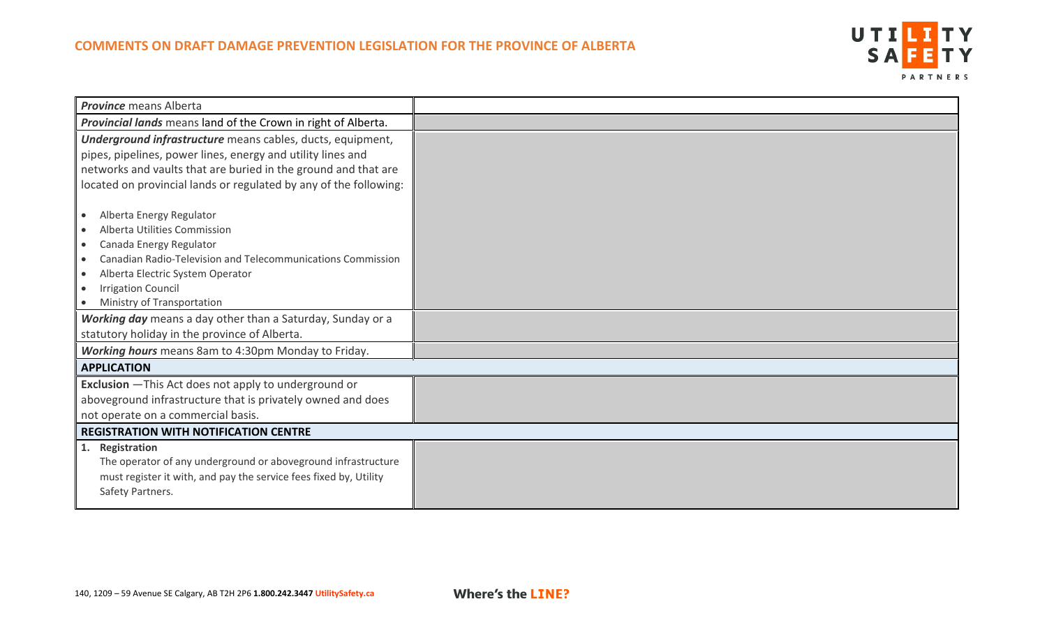| | |
|---|---|
| ***Province*** means Alberta | |
| ***Provincial lands*** means land of the Crown in right of Alberta. | |
| ***Underground infrastructure*** means cables, ducts, equipment, pipes, pipelines, power lines, energy and utility lines and networks and vaults that are buried in the ground and that are located on provincial lands or regulated by any of the following:<br><br>• Alberta Energy Regulator<br>• Alberta Utilities Commission<br>• Canada Energy Regulator<br>• Canadian Radio-Television and Telecommunications Commission<br>• Alberta Electric System Operator<br>• Irrigation Council<br>• Ministry of Transportation | |
| ***Working day*** means a day other than a Saturday, Sunday or a statutory holiday in the province of Alberta. | |
| ***Working hours*** means 8am to 4:30pm Monday to Friday. | |
| **APPLICATION** | |
| **Exclusion** —This Act does not apply to underground or aboveground infrastructure that is privately owned and does not operate on a commercial basis. | |
| **REGISTRATION WITH NOTIFICATION CENTRE** | |
| **1. Registration**<br>The operator of any underground or aboveground infrastructure must register it with, and pay the service fees fixed by, Utility Safety Partners. | |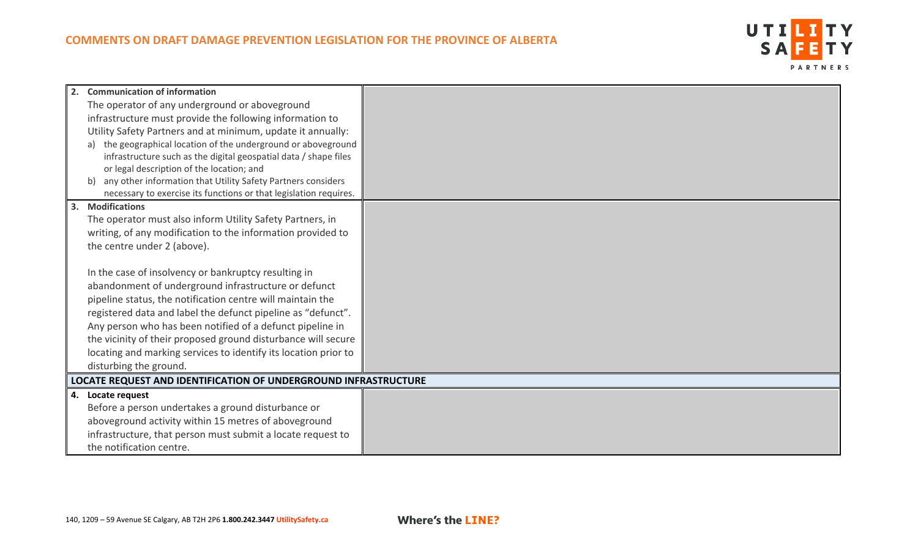| | |
|---|---|
| **2. Communication of information**<br>The operator of any underground or aboveground infrastructure must provide the following information to Utility Safety Partners and at minimum, update it annually:<br>a) the geographical location of the underground or aboveground infrastructure such as the digital geospatial data / shape files or legal description of the location; and<br>b) any other information that Utility Safety Partners considers necessary to exercise its functions or that legislation requires. | |
| **3. Modifications**<br>The operator must also inform Utility Safety Partners, in writing, of any modification to the information provided to the centre under 2 (above).<br><br>In the case of insolvency or bankruptcy resulting in abandonment of underground infrastructure or defunct pipeline status, the notification centre will maintain the registered data and label the defunct pipeline as "defunct". Any person who has been notified of a defunct pipeline in the vicinity of their proposed ground disturbance will secure locating and marking services to identify its location prior to disturbing the ground. | |
| **LOCATE REQUEST AND IDENTIFICATION OF UNDERGROUND INFRASTRUCTURE** | |
| **4. Locate request**<br>Before a person undertakes a ground disturbance or aboveground activity within 15 metres of aboveground infrastructure, that person must submit a locate request to the notification centre. | |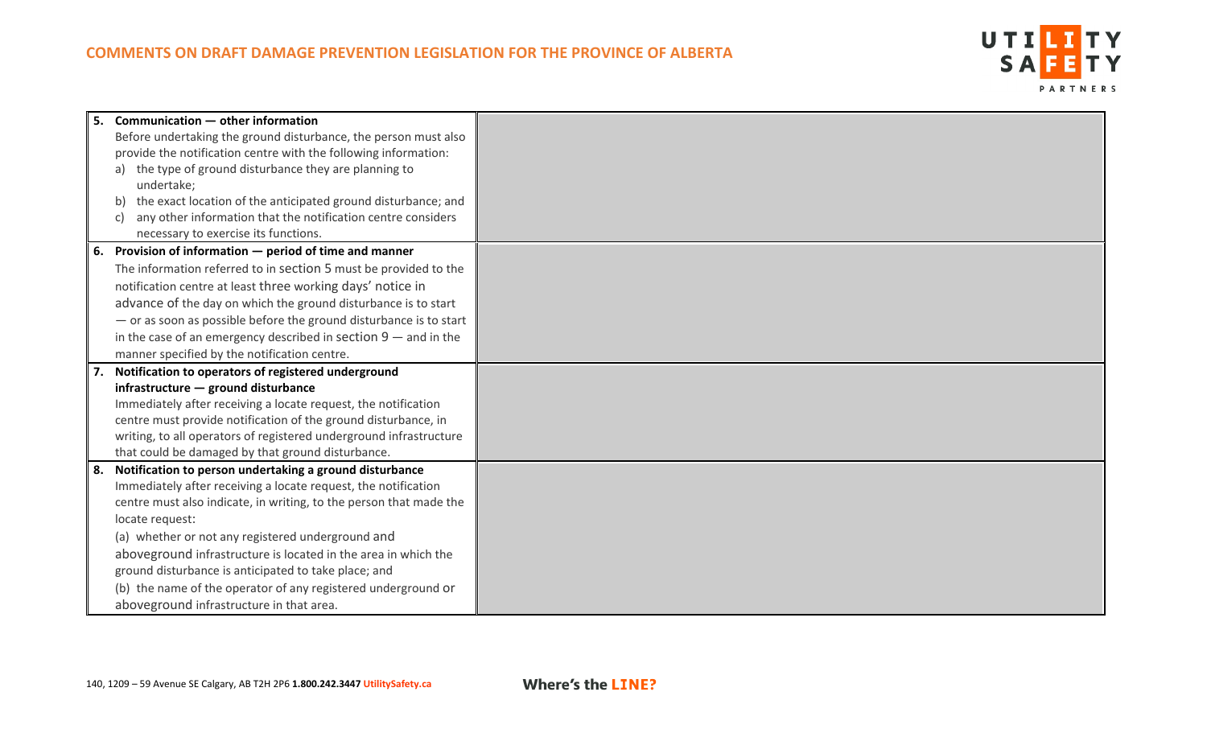| | |
|---|---|
| **5. Communication — other information**<br>Before undertaking the ground disturbance, the person must also provide the notification centre with the following information:<br>a) the type of ground disturbance they are planning to undertake;<br>b) the exact location of the anticipated ground disturbance; and<br>c) any other information that the notification centre considers necessary to exercise its functions. | |
| **6. Provision of information — period of time and manner**<br>The information referred to in section 5 must be provided to the notification centre at least three working days' notice in advance of the day on which the ground disturbance is to start — or as soon as possible before the ground disturbance is to start in the case of an emergency described in section 9 — and in the manner specified by the notification centre. | |
| **7. Notification to operators of registered underground infrastructure — ground disturbance**<br>Immediately after receiving a locate request, the notification centre must provide notification of the ground disturbance, in writing, to all operators of registered underground infrastructure that could be damaged by that ground disturbance. | |
| **8. Notification to person undertaking a ground disturbance**<br>Immediately after receiving a locate request, the notification centre must also indicate, in writing, to the person that made the locate request:<br>(a) whether or not any registered underground and aboveground infrastructure is located in the area in which the ground disturbance is anticipated to take place; and<br>(b) the name of the operator of any registered underground or aboveground infrastructure in that area. | |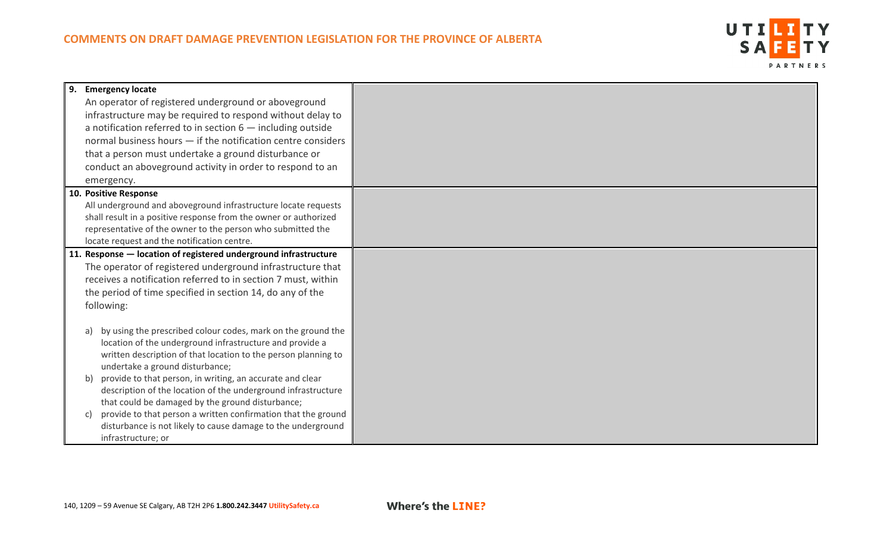| | |
|---|---|
| **9. Emergency locate**<br>An operator of registered underground or aboveground infrastructure may be required to respond without delay to a notification referred to in section 6 — including outside normal business hours — if the notification centre considers that a person must undertake a ground disturbance or conduct an aboveground activity in order to respond to an emergency. | |
| **10. Positive Response**<br>All underground and aboveground infrastructure locate requests shall result in a positive response from the owner or authorized representative of the owner to the person who submitted the locate request and the notification centre. | |
| **11. Response — location of registered underground infrastructure**<br>The operator of registered underground infrastructure that receives a notification referred to in section 7 must, within the period of time specified in section 14, do any of the following:<br><br>a) by using the prescribed colour codes, mark on the ground the location of the underground infrastructure and provide a written description of that location to the person planning to undertake a ground disturbance;<br>b) provide to that person, in writing, an accurate and clear description of the location of the underground infrastructure that could be damaged by the ground disturbance;<br>c) provide to that person a written confirmation that the ground disturbance is not likely to cause damage to the underground infrastructure; or | |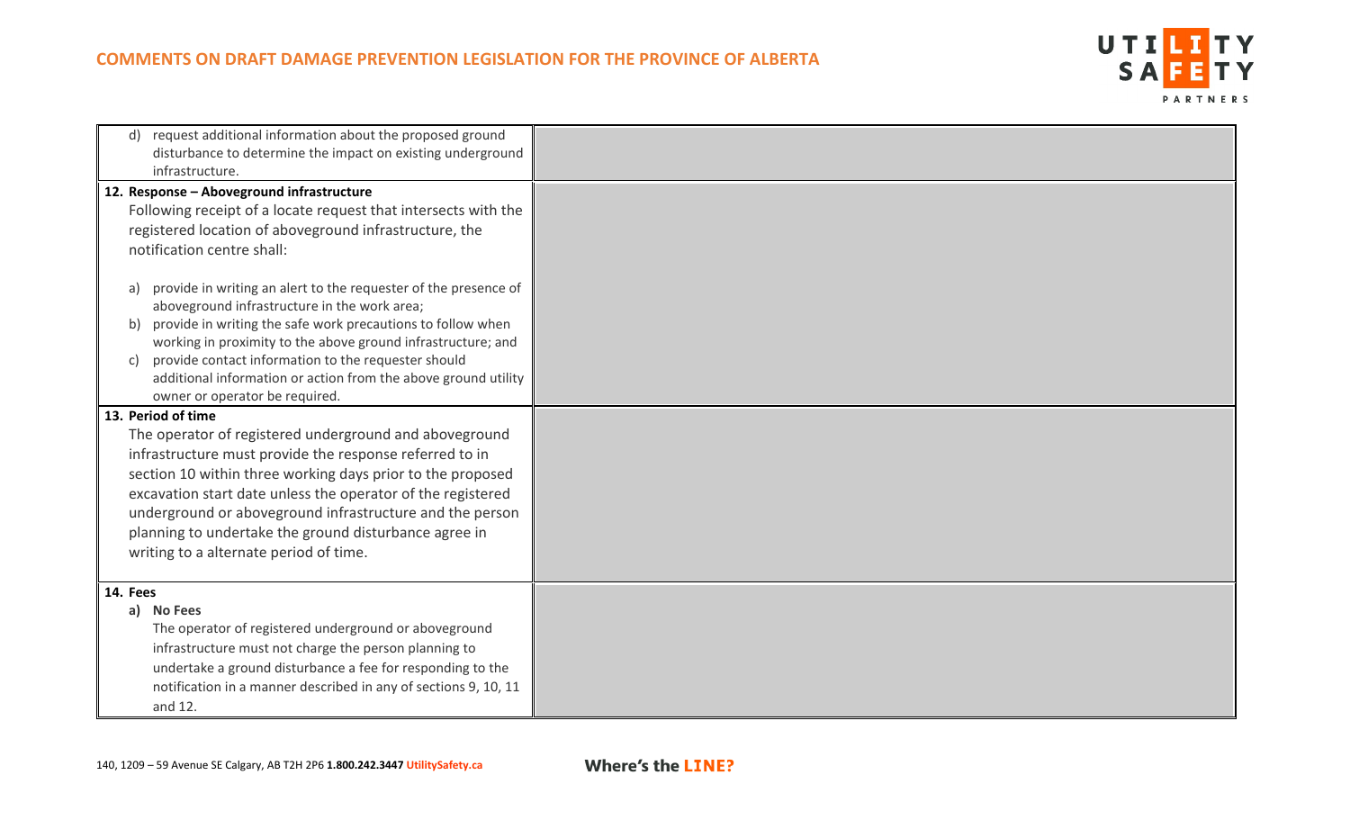| | |
|---|---|
| d) request additional information about the proposed ground disturbance to determine the impact on existing underground infrastructure. | |
| **12. Response – Aboveground infrastructure**<br>Following receipt of a locate request that intersects with the registered location of aboveground infrastructure, the notification centre shall:<br><br>a) provide in writing an alert to the requester of the presence of aboveground infrastructure in the work area;<br>b) provide in writing the safe work precautions to follow when working in proximity to the above ground infrastructure; and<br>c) provide contact information to the requester should additional information or action from the above ground utility owner or operator be required. | |
| **13. Period of time**<br>The operator of registered underground and aboveground infrastructure must provide the response referred to in section 10 within three working days prior to the proposed excavation start date unless the operator of the registered underground or aboveground infrastructure and the person planning to undertake the ground disturbance agree in writing to a alternate period of time. | |
| **14. Fees**<br>**a) No Fees**<br>The operator of registered underground or aboveground infrastructure must not charge the person planning to undertake a ground disturbance a fee for responding to the notification in a manner described in any of sections 9, 10, 11 and 12. | |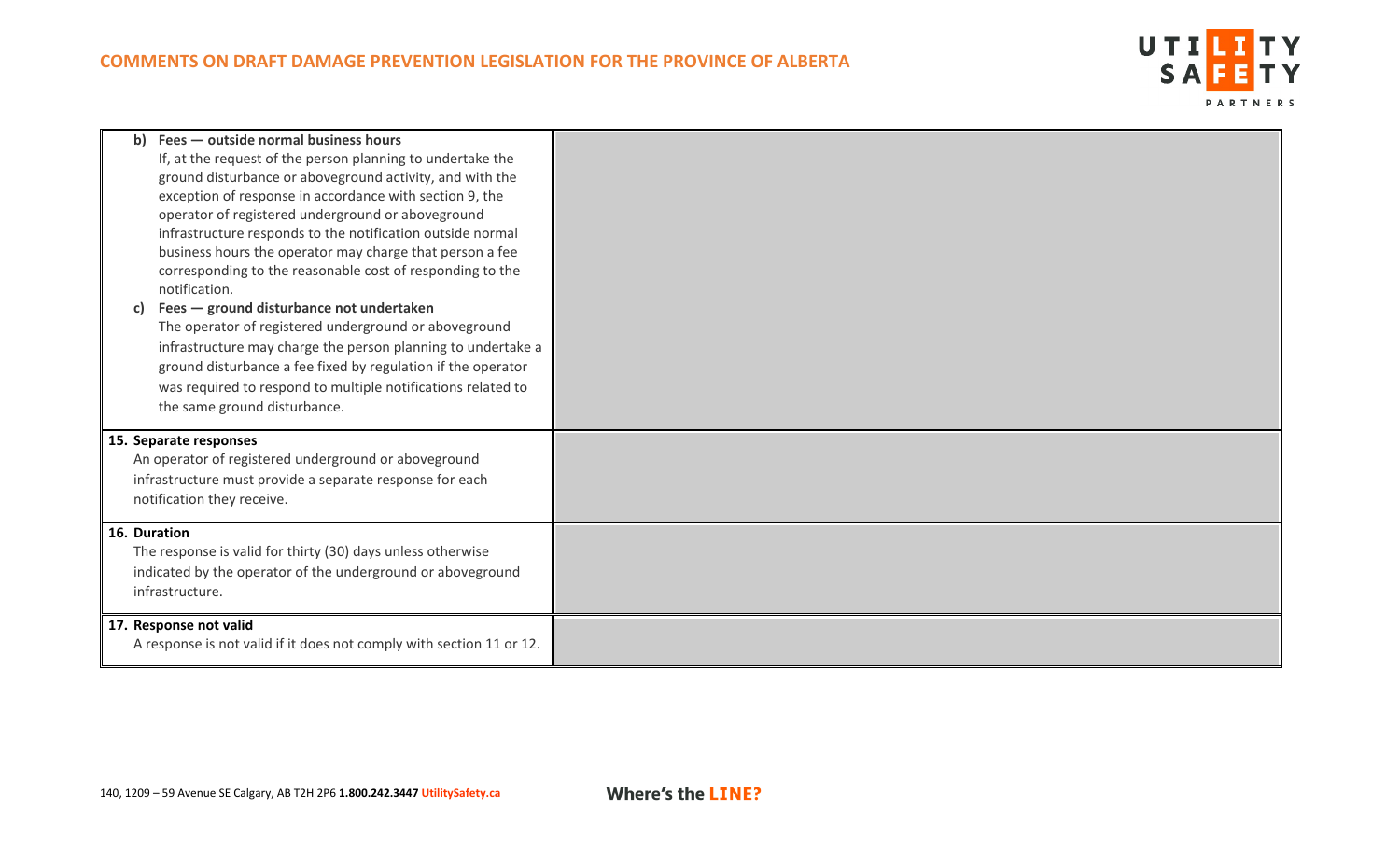| | |
|---|---|
| **b) Fees — outside normal business hours**<br>If, at the request of the person planning to undertake the ground disturbance or aboveground activity, and with the exception of response in accordance with section 9, the operator of registered underground or aboveground infrastructure responds to the notification outside normal business hours the operator may charge that person a fee corresponding to the reasonable cost of responding to the notification.<br>**c) Fees — ground disturbance not undertaken**<br>The operator of registered underground or aboveground infrastructure may charge the person planning to undertake a ground disturbance a fee fixed by regulation if the operator was required to respond to multiple notifications related to the same ground disturbance. | |
| **15. Separate responses**<br>An operator of registered underground or aboveground infrastructure must provide a separate response for each notification they receive. | |
| **16. Duration**<br>The response is valid for thirty (30) days unless otherwise indicated by the operator of the underground or aboveground infrastructure. | |
| **17. Response not valid**<br>A response is not valid if it does not comply with section 11 or 12. | |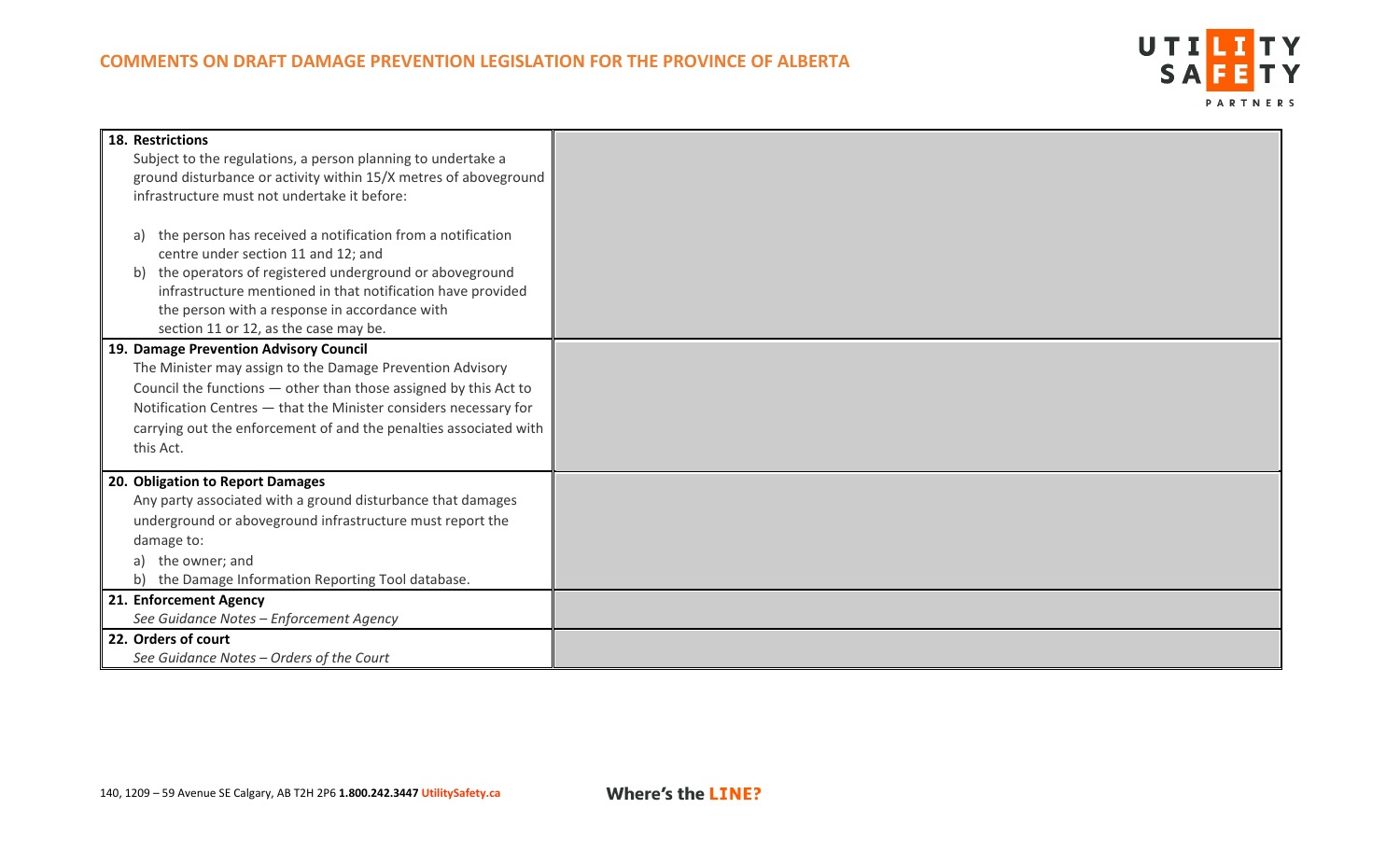| Section | Comments |
|---|---|
| **18. Restrictions**<br>Subject to the regulations, a person planning to undertake a ground disturbance or activity within 15/X metres of aboveground infrastructure must not undertake it before:<br><br>a) the person has received a notification from a notification centre under section 11 and 12; and<br>b) the operators of registered underground or aboveground infrastructure mentioned in that notification have provided the person with a response in accordance with section 11 or 12, as the case may be. | |
| **19. Damage Prevention Advisory Council**<br>The Minister may assign to the Damage Prevention Advisory Council the functions — other than those assigned by this Act to Notification Centres — that the Minister considers necessary for carrying out the enforcement of and the penalties associated with this Act. | |
| **20. Obligation to Report Damages**<br>Any party associated with a ground disturbance that damages underground or aboveground infrastructure must report the damage to:<br>a) the owner; and<br>b) the Damage Information Reporting Tool database. | |
| **21. Enforcement Agency**<br>*See Guidance Notes – Enforcement Agency* | |
| **22. Orders of court**<br>*See Guidance Notes – Orders of the Court* | |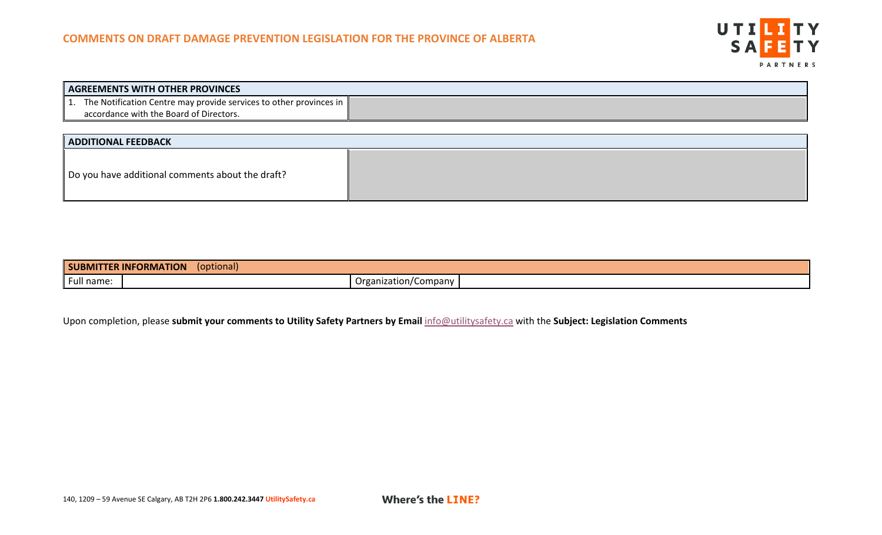## COMMENTS ON DRAFT DAMAGE PREVENTION LEGISLATION FOR THE PROVINCE OF ALBERTA

| AGREEMENTS WITH OTHER PROVINCES | |
|---|---|
| 1. The Notification Centre may provide services to other provinces in accordance with the Board of Directors. | |

| ADDITIONAL FEEDBACK | |
|---|---|
| Do you have additional comments about the draft? | |

| SUBMITTER INFORMATION (optional) | | | |
|---|---|---|---|
| Full name: | | Organization/Company | |

Upon completion, please **submit your comments to Utility Safety Partners by Email** info@utilitysafety.ca with the **Subject: Legislation Comments**